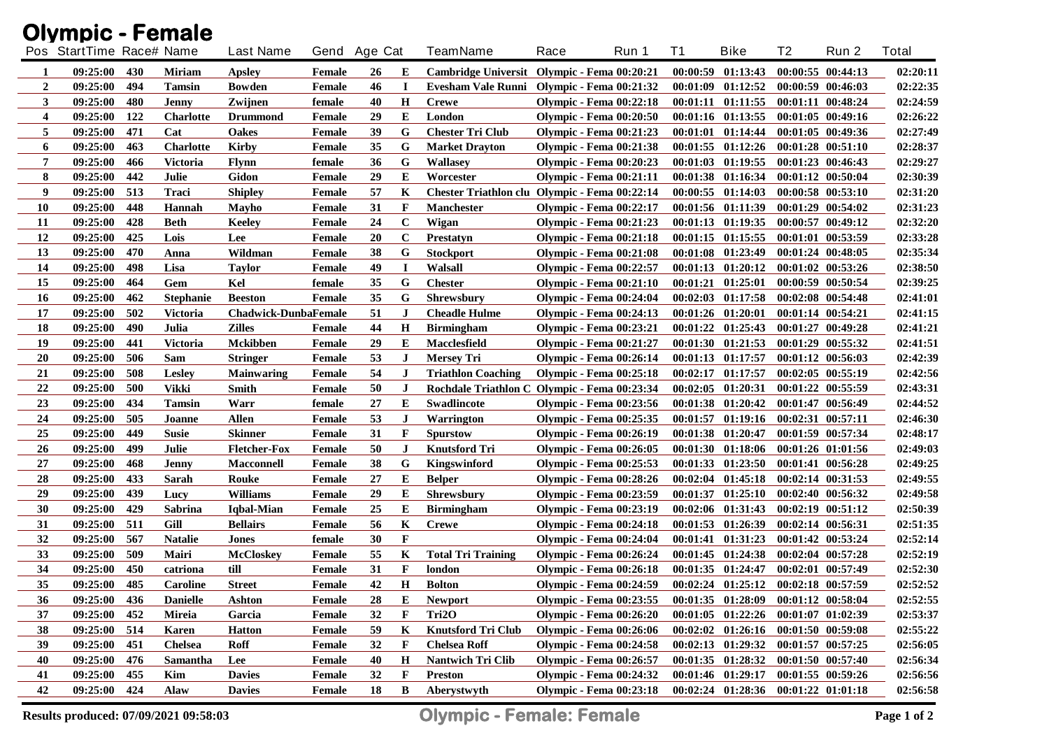# Olympic - Female

| Pos | StartTime | Race# | Name | Last Name | Gend | Age | Cat | TeamName | Race | Run 1 | T1 | Bike | T2 | Run 2 | Total |
|---|---|---|---|---|---|---|---|---|---|---|---|---|---|---|---|
| 1 | 09:25:00 | 430 | Miriam | Apsley | Female | 26 | E | Cambridge Universit | Olympic - Fema | 00:20:21 | 00:00:59 | 01:13:43 | 00:00:55 | 00:44:13 | 02:20:11 |
| 2 | 09:25:00 | 494 | Tamsin | Bowden | Female | 46 | I | Evesham Vale Runni | Olympic - Fema | 00:21:32 | 00:01:09 | 01:12:52 | 00:00:59 | 00:46:03 | 02:22:35 |
| 3 | 09:25:00 | 480 | Jenny | Zwijnen | female | 40 | H | Crewe | Olympic - Fema | 00:22:18 | 00:01:11 | 01:11:55 | 00:01:11 | 00:48:24 | 02:24:59 |
| 4 | 09:25:00 | 122 | Charlotte | Drummond | Female | 29 | E | London | Olympic - Fema | 00:20:50 | 00:01:16 | 01:13:55 | 00:01:05 | 00:49:16 | 02:26:22 |
| 5 | 09:25:00 | 471 | Cat | Oakes | Female | 39 | G | Chester Tri Club | Olympic - Fema | 00:21:23 | 00:01:01 | 01:14:44 | 00:01:05 | 00:49:36 | 02:27:49 |
| 6 | 09:25:00 | 463 | Charlotte | Kirby | Female | 35 | G | Market Drayton | Olympic - Fema | 00:21:38 | 00:01:55 | 01:12:26 | 00:01:28 | 00:51:10 | 02:28:37 |
| 7 | 09:25:00 | 466 | Victoria | Flynn | female | 36 | G | Wallasey | Olympic - Fema | 00:20:23 | 00:01:03 | 01:19:55 | 00:01:23 | 00:46:43 | 02:29:27 |
| 8 | 09:25:00 | 442 | Julie | Gidon | Female | 29 | E | Worcester | Olympic - Fema | 00:21:11 | 00:01:38 | 01:16:34 | 00:01:12 | 00:50:04 | 02:30:39 |
| 9 | 09:25:00 | 513 | Traci | Shipley | Female | 57 | K | Chester Triathlon clu | Olympic - Fema | 00:22:14 | 00:00:55 | 01:14:03 | 00:00:58 | 00:53:10 | 02:31:20 |
| 10 | 09:25:00 | 448 | Hannah | Mayho | Female | 31 | F | Manchester | Olympic - Fema | 00:22:17 | 00:01:56 | 01:11:39 | 00:01:29 | 00:54:02 | 02:31:23 |
| 11 | 09:25:00 | 428 | Beth | Keeley | Female | 24 | C | Wigan | Olympic - Fema | 00:21:23 | 00:01:13 | 01:19:35 | 00:00:57 | 00:49:12 | 02:32:20 |
| 12 | 09:25:00 | 425 | Lois | Lee | Female | 20 | C | Prestatyn | Olympic - Fema | 00:21:18 | 00:01:15 | 01:15:55 | 00:01:01 | 00:53:59 | 02:33:28 |
| 13 | 09:25:00 | 470 | Anna | Wildman | Female | 38 | G | Stockport | Olympic - Fema | 00:21:08 | 00:01:08 | 01:23:49 | 00:01:24 | 00:48:05 | 02:35:34 |
| 14 | 09:25:00 | 498 | Lisa | Taylor | Female | 49 | I | Walsall | Olympic - Fema | 00:22:57 | 00:01:13 | 01:20:12 | 00:01:02 | 00:53:26 | 02:38:50 |
| 15 | 09:25:00 | 464 | Gem | Kel | female | 35 | G | Chester | Olympic - Fema | 00:21:10 | 00:01:21 | 01:25:01 | 00:00:59 | 00:50:54 | 02:39:25 |
| 16 | 09:25:00 | 462 | Stephanie | Beeston | Female | 35 | G | Shrewsbury | Olympic - Fema | 00:24:04 | 00:02:03 | 01:17:58 | 00:02:08 | 00:54:48 | 02:41:01 |
| 17 | 09:25:00 | 502 | Victoria | Chadwick-Dunba | Female | 51 | J | Cheadle Hulme | Olympic - Fema | 00:24:13 | 00:01:26 | 01:20:01 | 00:01:14 | 00:54:21 | 02:41:15 |
| 18 | 09:25:00 | 490 | Julia | Zilles | Female | 44 | H | Birmingham | Olympic - Fema | 00:23:21 | 00:01:22 | 01:25:43 | 00:01:27 | 00:49:28 | 02:41:21 |
| 19 | 09:25:00 | 441 | Victoria | Mckibben | Female | 29 | E | Macclesfield | Olympic - Fema | 00:21:27 | 00:01:30 | 01:21:53 | 00:01:29 | 00:55:32 | 02:41:51 |
| 20 | 09:25:00 | 506 | Sam | Stringer | Female | 53 | J | Mersey Tri | Olympic - Fema | 00:26:14 | 00:01:13 | 01:17:57 | 00:01:12 | 00:56:03 | 02:42:39 |
| 21 | 09:25:00 | 508 | Lesley | Mainwaring | Female | 54 | J | Triathlon Coaching | Olympic - Fema | 00:25:18 | 00:02:17 | 01:17:57 | 00:02:05 | 00:55:19 | 02:42:56 |
| 22 | 09:25:00 | 500 | Vikki | Smith | Female | 50 | J | Rochdale Triathlon C | Olympic - Fema | 00:23:34 | 00:02:05 | 01:20:31 | 00:01:22 | 00:55:59 | 02:43:31 |
| 23 | 09:25:00 | 434 | Tamsin | Warr | female | 27 | E | Swadlincote | Olympic - Fema | 00:23:56 | 00:01:38 | 01:20:42 | 00:01:47 | 00:56:49 | 02:44:52 |
| 24 | 09:25:00 | 505 | Joanne | Allen | Female | 53 | J | Warrington | Olympic - Fema | 00:25:35 | 00:01:57 | 01:19:16 | 00:02:31 | 00:57:11 | 02:46:30 |
| 25 | 09:25:00 | 449 | Susie | Skinner | Female | 31 | F | Spurstow | Olympic - Fema | 00:26:19 | 00:01:38 | 01:20:47 | 00:01:59 | 00:57:34 | 02:48:17 |
| 26 | 09:25:00 | 499 | Julie | Fletcher-Fox | Female | 50 | J | Knutsford Tri | Olympic - Fema | 00:26:05 | 00:01:30 | 01:18:06 | 00:01:26 | 01:01:56 | 02:49:03 |
| 27 | 09:25:00 | 468 | Jenny | Macconnell | Female | 38 | G | Kingswinford | Olympic - Fema | 00:25:53 | 00:01:33 | 01:23:50 | 00:01:41 | 00:56:28 | 02:49:25 |
| 28 | 09:25:00 | 433 | Sarah | Rouke | Female | 27 | E | Belper | Olympic - Fema | 00:28:26 | 00:02:04 | 01:45:18 | 00:02:14 | 00:31:53 | 02:49:55 |
| 29 | 09:25:00 | 439 | Lucy | Williams | Female | 29 | E | Shrewsbury | Olympic - Fema | 00:23:59 | 00:01:37 | 01:25:10 | 00:02:40 | 00:56:32 | 02:49:58 |
| 30 | 09:25:00 | 429 | Sabrina | Iqbal-Mian | Female | 25 | E | Birmingham | Olympic - Fema | 00:23:19 | 00:02:06 | 01:31:43 | 00:02:19 | 00:51:12 | 02:50:39 |
| 31 | 09:25:00 | 511 | Gill | Bellairs | Female | 56 | K | Crewe | Olympic - Fema | 00:24:18 | 00:01:53 | 01:26:39 | 00:02:14 | 00:56:31 | 02:51:35 |
| 32 | 09:25:00 | 567 | Natalie | Jones | female | 30 | F | | Olympic - Fema | 00:24:04 | 00:01:41 | 01:31:23 | 00:01:42 | 00:53:24 | 02:52:14 |
| 33 | 09:25:00 | 509 | Mairi | McCloskey | Female | 55 | K | Total Tri Training | Olympic - Fema | 00:26:24 | 00:01:45 | 01:24:38 | 00:02:04 | 00:57:28 | 02:52:19 |
| 34 | 09:25:00 | 450 | catriona | till | Female | 31 | F | london | Olympic - Fema | 00:26:18 | 00:01:35 | 01:24:47 | 00:02:01 | 00:57:49 | 02:52:30 |
| 35 | 09:25:00 | 485 | Caroline | Street | Female | 42 | H | Bolton | Olympic - Fema | 00:24:59 | 00:02:24 | 01:25:12 | 00:02:18 | 00:57:59 | 02:52:52 |
| 36 | 09:25:00 | 436 | Danielle | Ashton | Female | 28 | E | Newport | Olympic - Fema | 00:23:55 | 00:01:35 | 01:28:09 | 00:01:12 | 00:58:04 | 02:52:55 |
| 37 | 09:25:00 | 452 | Mireia | Garcia | Female | 32 | F | Tri2O | Olympic - Fema | 00:26:20 | 00:01:05 | 01:22:26 | 00:01:07 | 01:02:39 | 02:53:37 |
| 38 | 09:25:00 | 514 | Karen | Hatton | Female | 59 | K | Knutsford Tri Club | Olympic - Fema | 00:26:06 | 00:02:02 | 01:26:16 | 00:01:50 | 00:59:08 | 02:55:22 |
| 39 | 09:25:00 | 451 | Chelsea | Roff | Female | 32 | F | Chelsea Roff | Olympic - Fema | 00:24:58 | 00:02:13 | 01:29:32 | 00:01:57 | 00:57:25 | 02:56:05 |
| 40 | 09:25:00 | 476 | Samantha | Lee | Female | 40 | H | Nantwich Tri Clib | Olympic - Fema | 00:26:57 | 00:01:35 | 01:28:32 | 00:01:50 | 00:57:40 | 02:56:34 |
| 41 | 09:25:00 | 455 | Kim | Davies | Female | 32 | F | Preston | Olympic - Fema | 00:24:32 | 00:01:46 | 01:29:17 | 00:01:55 | 00:59:26 | 02:56:56 |
| 42 | 09:25:00 | 424 | Alaw | Davies | Female | 18 | B | Aberystwyth | Olympic - Fema | 00:23:18 | 00:02:24 | 01:28:36 | 00:01:22 | 01:01:18 | 02:56:58 |

Results produced: 07/09/2021 09:58:03

Olympic - Female: Female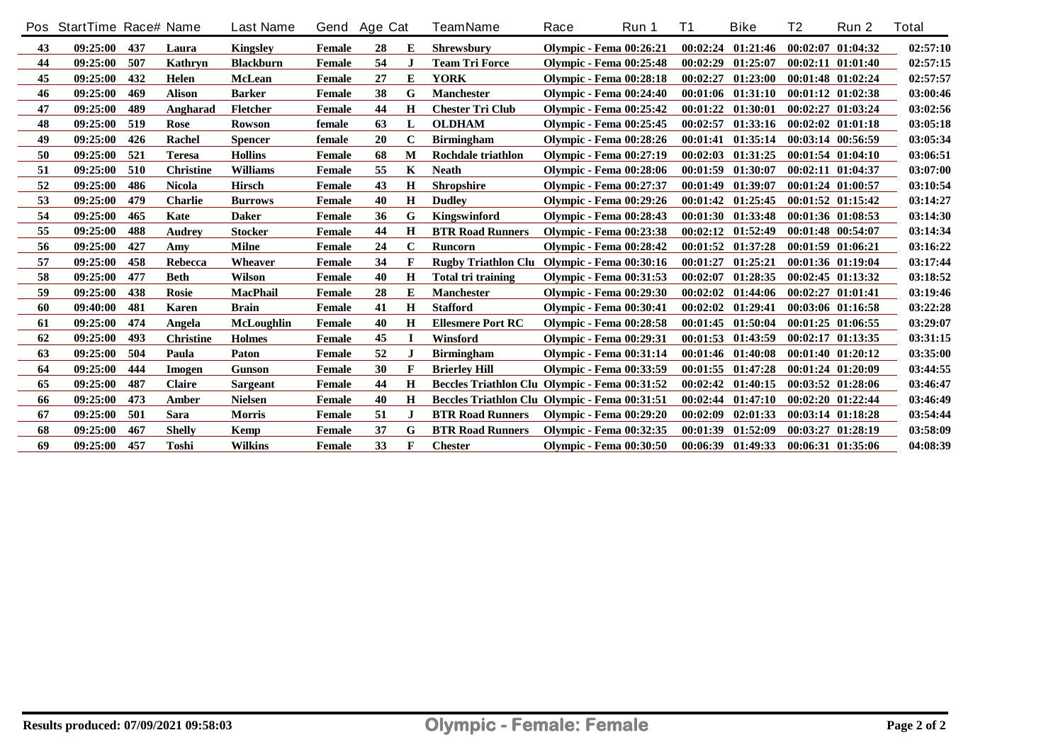| Pos | StartTime | Race# | Name | Last Name | Gend | Age | Cat | TeamName | Race | Run 1 | T1 | Bike | T2 | Run 2 | Total |
|---|---|---|---|---|---|---|---|---|---|---|---|---|---|---|---|
| 43 | 09:25:00 | 437 | Laura | Kingsley | Female | 28 | E | Shrewsbury | Olympic - Fema | 00:26:21 | 00:02:24 | 01:21:46 | 00:02:07 | 01:04:32 | 02:57:10 |
| 44 | 09:25:00 | 507 | Kathryn | Blackburn | Female | 54 | J | Team Tri Force | Olympic - Fema | 00:25:48 | 00:02:29 | 01:25:07 | 00:02:11 | 01:01:40 | 02:57:15 |
| 45 | 09:25:00 | 432 | Helen | McLean | Female | 27 | E | YORK | Olympic - Fema | 00:28:18 | 00:02:27 | 01:23:00 | 00:01:48 | 01:02:24 | 02:57:57 |
| 46 | 09:25:00 | 469 | Alison | Barker | Female | 38 | G | Manchester | Olympic - Fema | 00:24:40 | 00:01:06 | 01:31:10 | 00:01:12 | 01:02:38 | 03:00:46 |
| 47 | 09:25:00 | 489 | Angharad | Fletcher | Female | 44 | H | Chester Tri Club | Olympic - Fema | 00:25:42 | 00:01:22 | 01:30:01 | 00:02:27 | 01:03:24 | 03:02:56 |
| 48 | 09:25:00 | 519 | Rose | Rowson | female | 63 | L | OLDHAM | Olympic - Fema | 00:25:45 | 00:02:57 | 01:33:16 | 00:02:02 | 01:01:18 | 03:05:18 |
| 49 | 09:25:00 | 426 | Rachel | Spencer | female | 20 | C | Birmingham | Olympic - Fema | 00:28:26 | 00:01:41 | 01:35:14 | 00:03:14 | 00:56:59 | 03:05:34 |
| 50 | 09:25:00 | 521 | Teresa | Hollins | Female | 68 | M | Rochdale triathlon | Olympic - Fema | 00:27:19 | 00:02:03 | 01:31:25 | 00:01:54 | 01:04:10 | 03:06:51 |
| 51 | 09:25:00 | 510 | Christine | Williams | Female | 55 | K | Neath | Olympic - Fema | 00:28:06 | 00:01:59 | 01:30:07 | 00:02:11 | 01:04:37 | 03:07:00 |
| 52 | 09:25:00 | 486 | Nicola | Hirsch | Female | 43 | H | Shropshire | Olympic - Fema | 00:27:37 | 00:01:49 | 01:39:07 | 00:01:24 | 01:00:57 | 03:10:54 |
| 53 | 09:25:00 | 479 | Charlie | Burrows | Female | 40 | H | Dudley | Olympic - Fema | 00:29:26 | 00:01:42 | 01:25:45 | 00:01:52 | 01:15:42 | 03:14:27 |
| 54 | 09:25:00 | 465 | Kate | Daker | Female | 36 | G | Kingswinford | Olympic - Fema | 00:28:43 | 00:01:30 | 01:33:48 | 00:01:36 | 01:08:53 | 03:14:30 |
| 55 | 09:25:00 | 488 | Audrey | Stocker | Female | 44 | H | BTR Road Runners | Olympic - Fema | 00:23:38 | 00:02:12 | 01:52:49 | 00:01:48 | 00:54:07 | 03:14:34 |
| 56 | 09:25:00 | 427 | Amy | Milne | Female | 24 | C | Runcorn | Olympic - Fema | 00:28:42 | 00:01:52 | 01:37:28 | 00:01:59 | 01:06:21 | 03:16:22 |
| 57 | 09:25:00 | 458 | Rebecca | Wheaver | Female | 34 | F | Rugby Triathlon Clu | Olympic - Fema | 00:30:16 | 00:01:27 | 01:25:21 | 00:01:36 | 01:19:04 | 03:17:44 |
| 58 | 09:25:00 | 477 | Beth | Wilson | Female | 40 | H | Total tri training | Olympic - Fema | 00:31:53 | 00:02:07 | 01:28:35 | 00:02:45 | 01:13:32 | 03:18:52 |
| 59 | 09:25:00 | 438 | Rosie | MacPhail | Female | 28 | E | Manchester | Olympic - Fema | 00:29:30 | 00:02:02 | 01:44:06 | 00:02:27 | 01:01:41 | 03:19:46 |
| 60 | 09:40:00 | 481 | Karen | Brain | Female | 41 | H | Stafford | Olympic - Fema | 00:30:41 | 00:02:02 | 01:29:41 | 00:03:06 | 01:16:58 | 03:22:28 |
| 61 | 09:25:00 | 474 | Angela | McLoughlin | Female | 40 | H | Ellesmere Port RC | Olympic - Fema | 00:28:58 | 00:01:45 | 01:50:04 | 00:01:25 | 01:06:55 | 03:29:07 |
| 62 | 09:25:00 | 493 | Christine | Holmes | Female | 45 | I | Winsford | Olympic - Fema | 00:29:31 | 00:01:53 | 01:43:59 | 00:02:17 | 01:13:35 | 03:31:15 |
| 63 | 09:25:00 | 504 | Paula | Paton | Female | 52 | J | Birmingham | Olympic - Fema | 00:31:14 | 00:01:46 | 01:40:08 | 00:01:40 | 01:20:12 | 03:35:00 |
| 64 | 09:25:00 | 444 | Imogen | Gunson | Female | 30 | F | Brierley Hill | Olympic - Fema | 00:33:59 | 00:01:55 | 01:47:28 | 00:01:24 | 01:20:09 | 03:44:55 |
| 65 | 09:25:00 | 487 | Claire | Sargeant | Female | 44 | H | Beccles Triathlon Clu | Olympic - Fema | 00:31:52 | 00:02:42 | 01:40:15 | 00:03:52 | 01:28:06 | 03:46:47 |
| 66 | 09:25:00 | 473 | Amber | Nielsen | Female | 40 | H | Beccles Triathlon Clu | Olympic - Fema | 00:31:51 | 00:02:44 | 01:47:10 | 00:02:20 | 01:22:44 | 03:46:49 |
| 67 | 09:25:00 | 501 | Sara | Morris | Female | 51 | J | BTR Road Runners | Olympic - Fema | 00:29:20 | 00:02:09 | 02:01:33 | 00:03:14 | 01:18:28 | 03:54:44 |
| 68 | 09:25:00 | 467 | Shelly | Kemp | Female | 37 | G | BTR Road Runners | Olympic - Fema | 00:32:35 | 00:01:39 | 01:52:09 | 00:03:27 | 01:28:19 | 03:58:09 |
| 69 | 09:25:00 | 457 | Toshi | Wilkins | Female | 33 | F | Chester | Olympic - Fema | 00:30:50 | 00:06:39 | 01:49:33 | 00:06:31 | 01:35:06 | 04:08:39 |

Results produced: 07/09/2021 09:58:03

**Olympic - Female: Female**